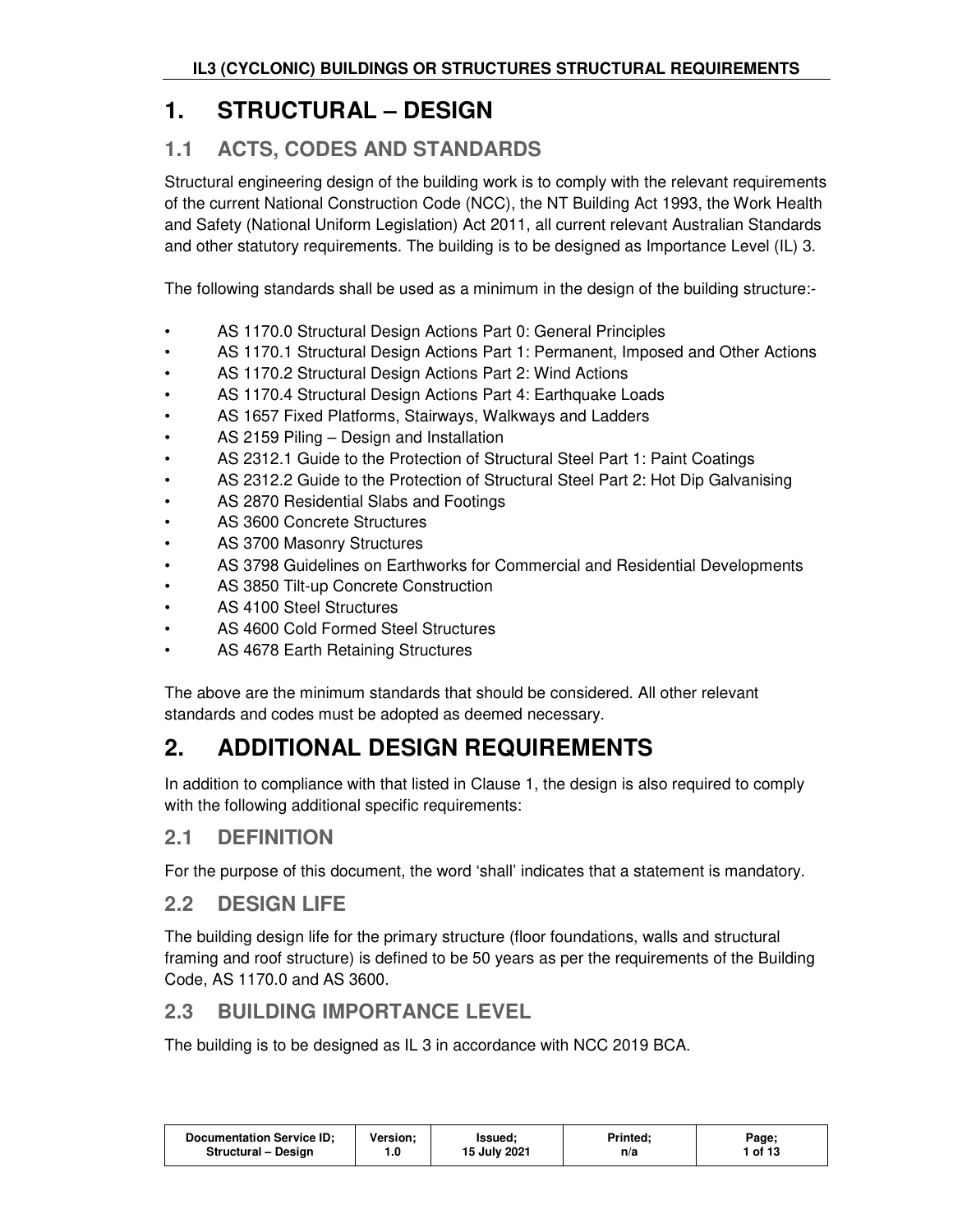# 1. STRUCTURAL – DESIGN

## 1.1 ACTS, CODES AND STANDARDS

Structural engineering design of the building work is to comply with the relevant requirements of the current National Construction Code (NCC), the NT Building Act 1993, the Work Health and Safety (National Uniform Legislation) Act 2011, all current relevant Australian Standards and other statutory requirements. The building is to be designed as Importance Level (IL) 3.

The following standards shall be used as a minimum in the design of the building structure:-

- AS 1170.0 Structural Design Actions Part 0: General Principles
- AS 1170.1 Structural Design Actions Part 1: Permanent, Imposed and Other Actions
- AS 1170.2 Structural Design Actions Part 2: Wind Actions
- AS 1170.4 Structural Design Actions Part 4: Earthquake Loads
- AS 1657 Fixed Platforms, Stairways, Walkways and Ladders
- AS 2159 Piling – Design and Installation
- AS 2312.1 Guide to the Protection of Structural Steel Part 1: Paint Coatings
- AS 2312.2 Guide to the Protection of Structural Steel Part 2: Hot Dip Galvanising
- AS 2870 Residential Slabs and Footings
- AS 3600 Concrete Structures
- AS 3700 Masonry Structures
- AS 3798 Guidelines on Earthworks for Commercial and Residential Developments
- AS 3850 Tilt-up Concrete Construction
- AS 4100 Steel Structures
- AS 4600 Cold Formed Steel Structures
- AS 4678 Earth Retaining Structures

The above are the minimum standards that should be considered. All other relevant standards and codes must be adopted as deemed necessary.

# 2. ADDITIONAL DESIGN REQUIREMENTS

In addition to compliance with that listed in Clause 1, the design is also required to comply with the following additional specific requirements:

## 2.1 DEFINITION

For the purpose of this document, the word 'shall' indicates that a statement is mandatory.

## 2.2 DESIGN LIFE

The building design life for the primary structure (floor foundations, walls and structural framing and roof structure) is defined to be 50 years as per the requirements of the Building Code, AS 1170.0 and AS 3600.

## 2.3 BUILDING IMPORTANCE LEVEL

The building is to be designed as IL 3 in accordance with NCC 2019 BCA.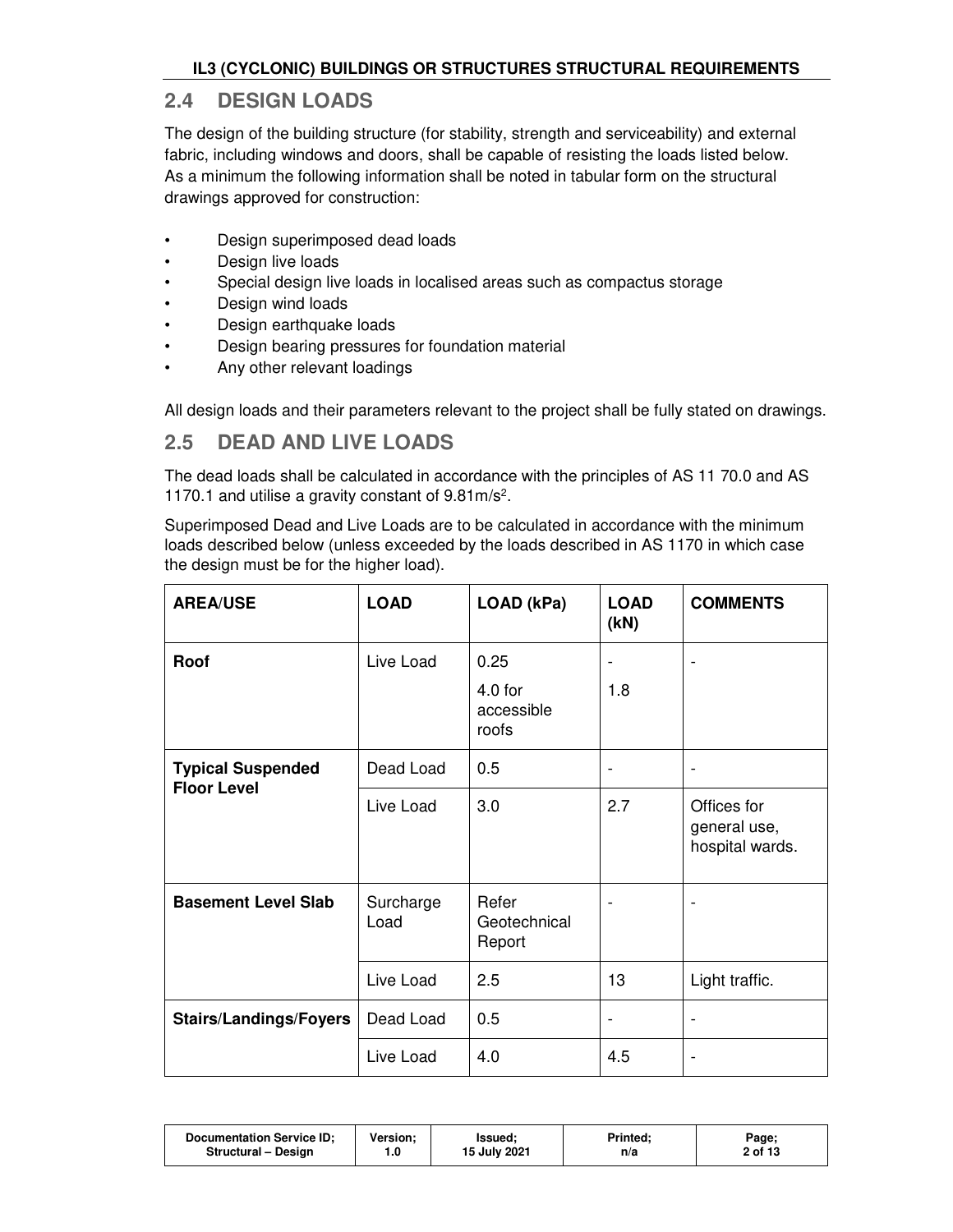## 2.4 DESIGN LOADS

The design of the building structure (for stability, strength and serviceability) and external fabric, including windows and doors, shall be capable of resisting the loads listed below. As a minimum the following information shall be noted in tabular form on the structural drawings approved for construction:

- Design superimposed dead loads
- Design live loads
- Special design live loads in localised areas such as compactus storage
- Design wind loads
- Design earthquake loads
- Design bearing pressures for foundation material
- Any other relevant loadings

All design loads and their parameters relevant to the project shall be fully stated on drawings.

## 2.5 DEAD AND LIVE LOADS

The dead loads shall be calculated in accordance with the principles of AS 11 70.0 and AS 1170.1 and utilise a gravity constant of 9.81m/s$^2$.

Superimposed Dead and Live Loads are to be calculated in accordance with the minimum loads described below (unless exceeded by the loads described in AS 1170 in which case the design must be for the higher load).

| AREA/USE | LOAD | LOAD (kPa) | LOAD (kN) | COMMENTS |
|---|---|---|---|---|
| **Roof** | Live Load | 0.25<br>4.0 for accessible roofs | -<br>1.8 | - |
| **Typical Suspended Floor Level** | Dead Load | 0.5 | - | - |
| | Live Load | 3.0 | 2.7 | Offices for general use, hospital wards. |
| **Basement Level Slab** | Surcharge Load | Refer Geotechnical Report | - | - |
| | Live Load | 2.5 | 13 | Light traffic. |
| **Stairs/Landings/Foyers** | Dead Load | 0.5 | - | - |
| | Live Load | 4.0 | 4.5 | - |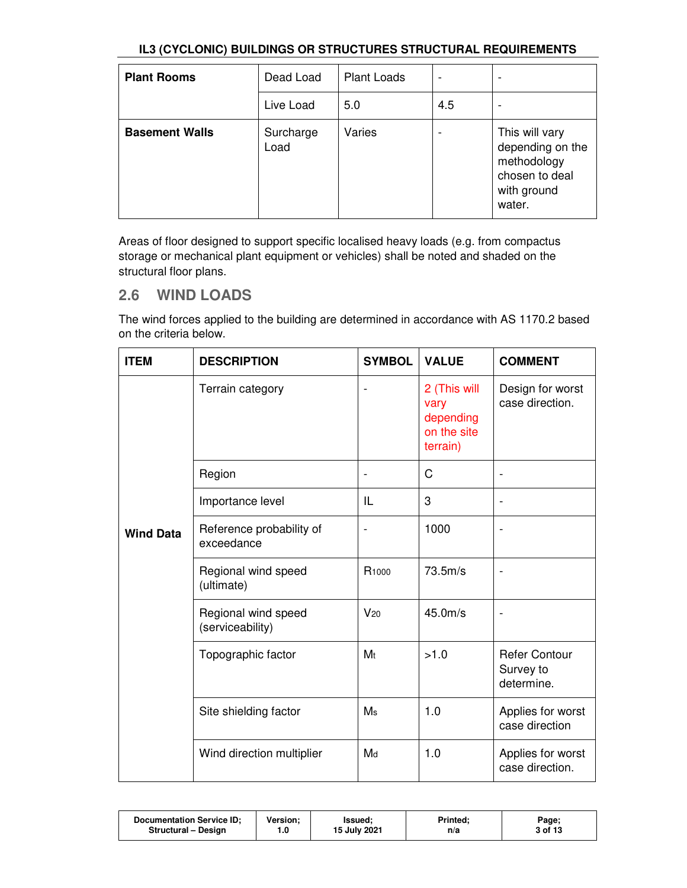| | | | | |
|---|---|---|---|---|
| **Plant Rooms** | Dead Load | Plant Loads | - | - |
| | Live Load | 5.0 | 4.5 | - |
| **Basement Walls** | Surcharge Load | Varies | - | This will vary depending on the methodology chosen to deal with ground water. |

Areas of floor designed to support specific localised heavy loads (e.g. from compactus storage or mechanical plant equipment or vehicles) shall be noted and shaded on the structural floor plans.

## 2.6 WIND LOADS

The wind forces applied to the building are determined in accordance with AS 1170.2 based on the criteria below.

| ITEM | DESCRIPTION | SYMBOL | VALUE | COMMENT |
|---|---|---|---|---|
| **Wind Data** | Terrain category | - | 2 (This will vary depending on the site terrain) | Design for worst case direction. |
| | Region | - | C | - |
| | Importance level | IL | 3 | - |
| | Reference probability of exceedance | - | 1000 | - |
| | Regional wind speed (ultimate) | $R_{1000}$ | 73.5m/s | - |
| | Regional wind speed (serviceability) | $V_{20}$ | 45.0m/s | - |
| | Topographic factor | $M_t$ | >1.0 | Refer Contour Survey to determine. |
| | Site shielding factor | $M_s$ | 1.0 | Applies for worst case direction |
| | Wind direction multiplier | $M_d$ | 1.0 | Applies for worst case direction. |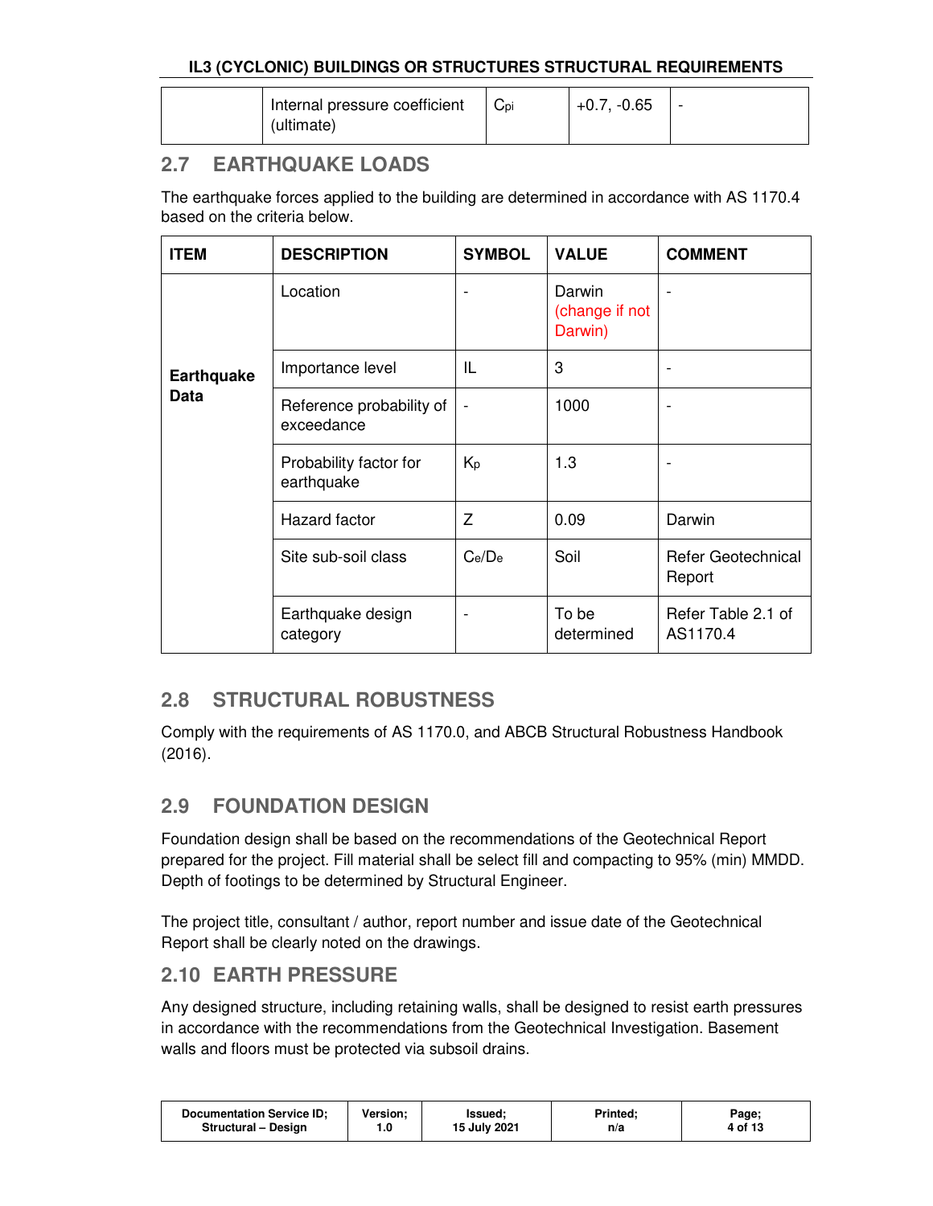| | Internal pressure coefficient (ultimate) | $C_{pi}$ | +0.7, -0.65 | - |
|---|---|---|---|---|

## 2.7 EARTHQUAKE LOADS

The earthquake forces applied to the building are determined in accordance with AS 1170.4 based on the criteria below.

| ITEM | DESCRIPTION | SYMBOL | VALUE | COMMENT |
|---|---|---|---|---|
| **Earthquake Data** | Location | - | Darwin (change if not Darwin) | - |
| | Importance level | IL | 3 | - |
| | Reference probability of exceedance | - | 1000 | - |
| | Probability factor for earthquake | $K_p$ | 1.3 | - |
| | Hazard factor | Z | 0.09 | Darwin |
| | Site sub-soil class | $C_e/D_e$ | Soil | Refer Geotechnical Report |
| | Earthquake design category | - | To be determined | Refer Table 2.1 of AS1170.4 |

## 2.8 STRUCTURAL ROBUSTNESS

Comply with the requirements of AS 1170.0, and ABCB Structural Robustness Handbook (2016).

## 2.9 FOUNDATION DESIGN

Foundation design shall be based on the recommendations of the Geotechnical Report prepared for the project. Fill material shall be select fill and compacting to 95% (min) MMDD. Depth of footings to be determined by Structural Engineer.

The project title, consultant / author, report number and issue date of the Geotechnical Report shall be clearly noted on the drawings.

## 2.10 EARTH PRESSURE

Any designed structure, including retaining walls, shall be designed to resist earth pressures in accordance with the recommendations from the Geotechnical Investigation. Basement walls and floors must be protected via subsoil drains.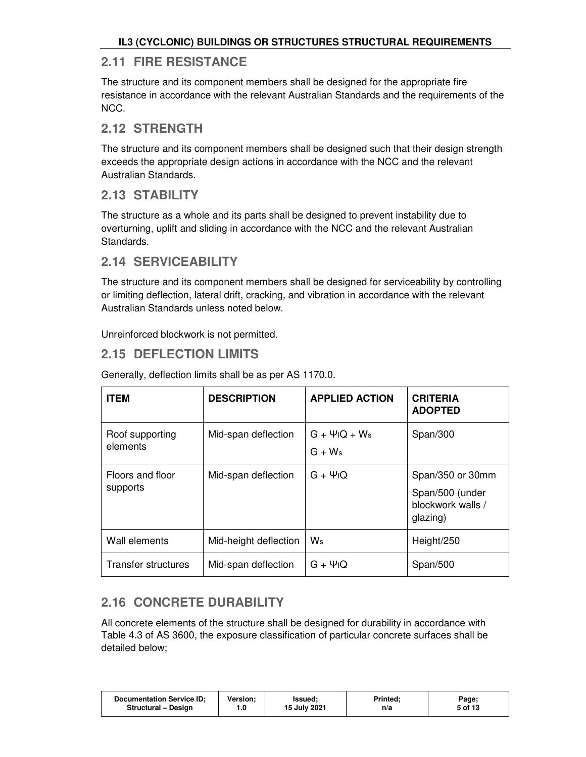## 2.11 FIRE RESISTANCE

The structure and its component members shall be designed for the appropriate fire resistance in accordance with the relevant Australian Standards and the requirements of the NCC.

## 2.12 STRENGTH

The structure and its component members shall be designed such that their design strength exceeds the appropriate design actions in accordance with the NCC and the relevant Australian Standards.

## 2.13 STABILITY

The structure as a whole and its parts shall be designed to prevent instability due to overturning, uplift and sliding in accordance with the NCC and the relevant Australian Standards.

## 2.14 SERVICEABILITY

The structure and its component members shall be designed for serviceability by controlling or limiting deflection, lateral drift, cracking, and vibration in accordance with the relevant Australian Standards unless noted below.

Unreinforced blockwork is not permitted.

## 2.15 DEFLECTION LIMITS

Generally, deflection limits shall be as per AS 1170.0.

| ITEM | DESCRIPTION | APPLIED ACTION | CRITERIA ADOPTED |
|---|---|---|---|
| Roof supporting elements | Mid-span deflection | $G + \Psi_l Q + W_s$<br>$G + W_s$ | Span/300 |
| Floors and floor supports | Mid-span deflection | $G + \Psi_l Q$ | Span/350 or 30mm<br>Span/500 (under blockwork walls / glazing) |
| Wall elements | Mid-height deflection | $W_s$ | Height/250 |
| Transfer structures | Mid-span deflection | $G + \Psi_l Q$ | Span/500 |

## 2.16 CONCRETE DURABILITY

All concrete elements of the structure shall be designed for durability in accordance with Table 4.3 of AS 3600, the exposure classification of particular concrete surfaces shall be detailed below;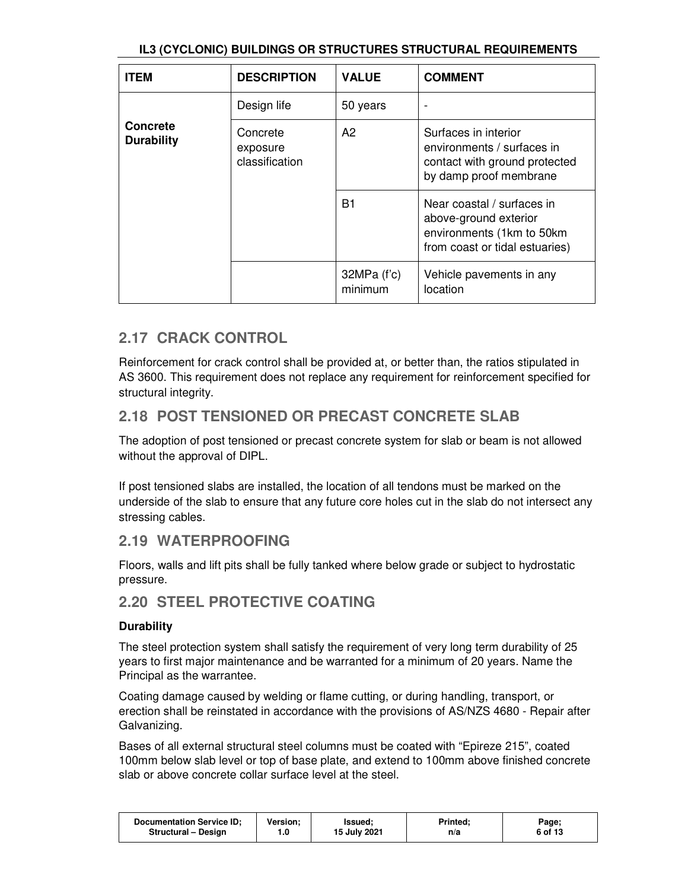IL3 (CYCLONIC) BUILDINGS OR STRUCTURES STRUCTURAL REQUIREMENTS

| ITEM | DESCRIPTION | VALUE | COMMENT |
|---|---|---|---|
| **Concrete Durability** | Design life | 50 years | - |
| | Concrete exposure classification | A2 | Surfaces in interior environments / surfaces in contact with ground protected by damp proof membrane |
| | | B1 | Near coastal / surfaces in above-ground exterior environments (1km to 50km from coast or tidal estuaries) |
| | | 32MPa (f'c) minimum | Vehicle pavements in any location |

## 2.17 CRACK CONTROL

Reinforcement for crack control shall be provided at, or better than, the ratios stipulated in AS 3600. This requirement does not replace any requirement for reinforcement specified for structural integrity.

## 2.18 POST TENSIONED OR PRECAST CONCRETE SLAB

The adoption of post tensioned or precast concrete system for slab or beam is not allowed without the approval of DIPL.

If post tensioned slabs are installed, the location of all tendons must be marked on the underside of the slab to ensure that any future core holes cut in the slab do not intersect any stressing cables.

## 2.19 WATERPROOFING

Floors, walls and lift pits shall be fully tanked where below grade or subject to hydrostatic pressure.

## 2.20 STEEL PROTECTIVE COATING

**Durability**

The steel protection system shall satisfy the requirement of very long term durability of 25 years to first major maintenance and be warranted for a minimum of 20 years. Name the Principal as the warrantee.

Coating damage caused by welding or flame cutting, or during handling, transport, or erection shall be reinstated in accordance with the provisions of AS/NZS 4680 - Repair after Galvanizing.

Bases of all external structural steel columns must be coated with "Epireze 215", coated 100mm below slab level or top of base plate, and extend to 100mm above finished concrete slab or above concrete collar surface level at the steel.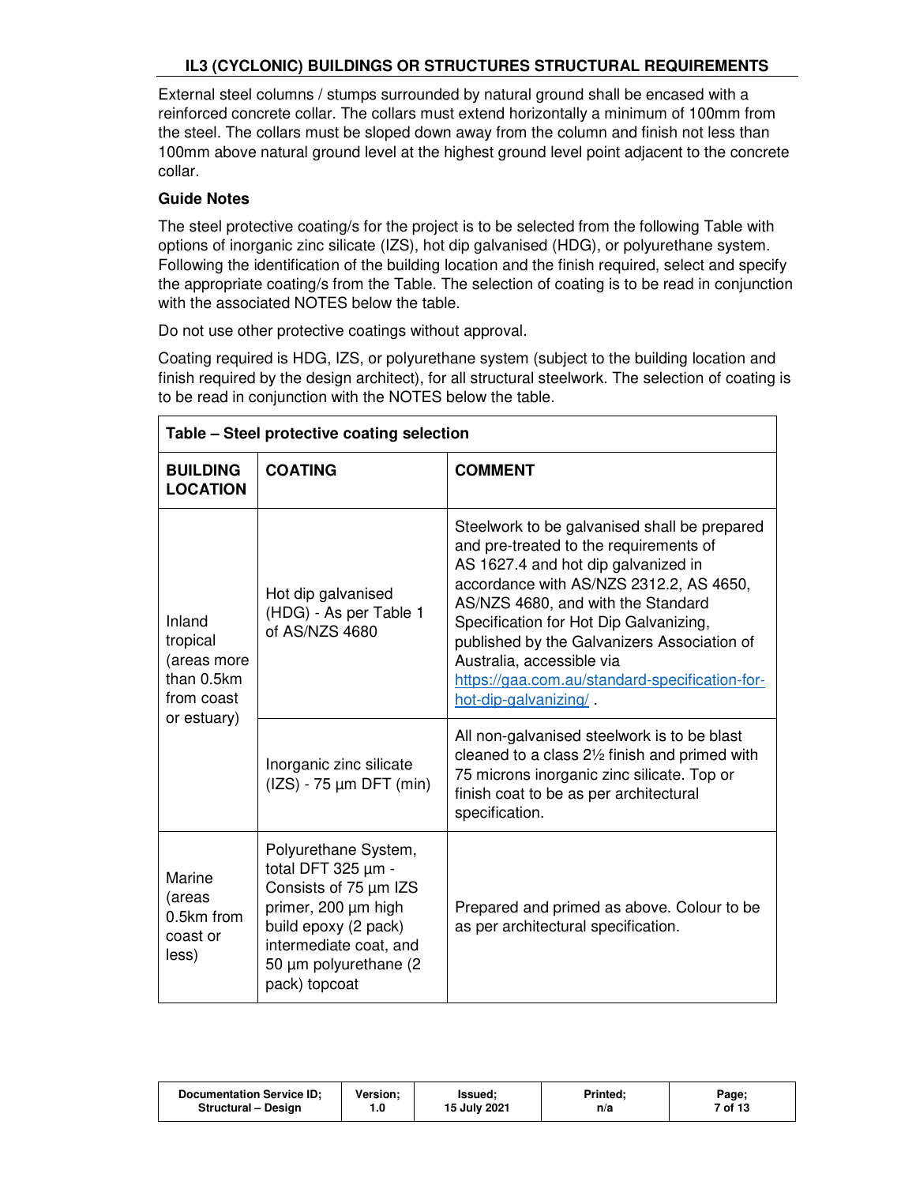External steel columns / stumps surrounded by natural ground shall be encased with a reinforced concrete collar. The collars must extend horizontally a minimum of 100mm from the steel. The collars must be sloped down away from the column and finish not less than 100mm above natural ground level at the highest ground level point adjacent to the concrete collar.

**Guide Notes**

The steel protective coating/s for the project is to be selected from the following Table with options of inorganic zinc silicate (IZS), hot dip galvanised (HDG), or polyurethane system. Following the identification of the building location and the finish required, select and specify the appropriate coating/s from the Table. The selection of coating is to be read in conjunction with the associated NOTES below the table.

Do not use other protective coatings without approval.

Coating required is HDG, IZS, or polyurethane system (subject to the building location and finish required by the design architect), for all structural steelwork. The selection of coating is to be read in conjunction with the NOTES below the table.

**Table – Steel protective coating selection**

| BUILDING LOCATION | COATING | COMMENT |
|---|---|---|
| Inland tropical (areas more than 0.5km from coast or estuary) | Hot dip galvanised (HDG) - As per Table 1 of AS/NZS 4680 | Steelwork to be galvanised shall be prepared and pre-treated to the requirements of AS 1627.4 and hot dip galvanized in accordance with AS/NZS 2312.2, AS 4650, AS/NZS 4680, and with the Standard Specification for Hot Dip Galvanizing, published by the Galvanizers Association of Australia, accessible via https://gaa.com.au/standard-specification-for-hot-dip-galvanizing/ . |
| | Inorganic zinc silicate (IZS) - 75 µm DFT (min) | All non-galvanised steelwork is to be blast cleaned to a class 2½ finish and primed with 75 microns inorganic zinc silicate. Top or finish coat to be as per architectural specification. |
| Marine (areas 0.5km from coast or less) | Polyurethane System, total DFT 325 µm - Consists of 75 µm IZS primer, 200 µm high build epoxy (2 pack) intermediate coat, and 50 µm polyurethane (2 pack) topcoat | Prepared and primed as above. Colour to be as per architectural specification. |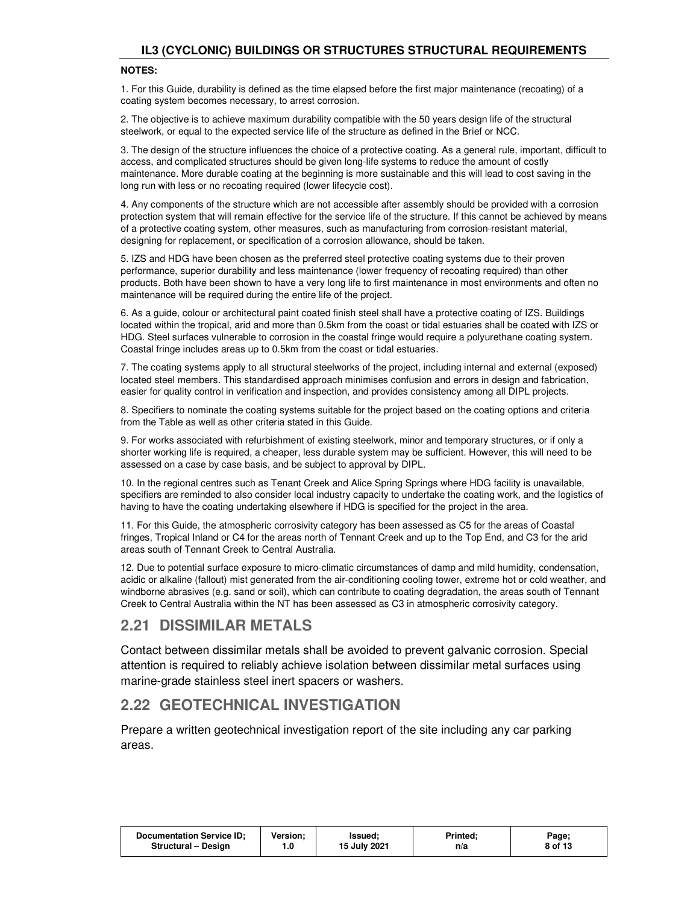**NOTES:**

1. For this Guide, durability is defined as the time elapsed before the first major maintenance (recoating) of a coating system becomes necessary, to arrest corrosion.

2. The objective is to achieve maximum durability compatible with the 50 years design life of the structural steelwork, or equal to the expected service life of the structure as defined in the Brief or NCC.

3. The design of the structure influences the choice of a protective coating. As a general rule, important, difficult to access, and complicated structures should be given long-life systems to reduce the amount of costly maintenance. More durable coating at the beginning is more sustainable and this will lead to cost saving in the long run with less or no recoating required (lower lifecycle cost).

4. Any components of the structure which are not accessible after assembly should be provided with a corrosion protection system that will remain effective for the service life of the structure. If this cannot be achieved by means of a protective coating system, other measures, such as manufacturing from corrosion-resistant material, designing for replacement, or specification of a corrosion allowance, should be taken.

5. IZS and HDG have been chosen as the preferred steel protective coating systems due to their proven performance, superior durability and less maintenance (lower frequency of recoating required) than other products. Both have been shown to have a very long life to first maintenance in most environments and often no maintenance will be required during the entire life of the project.

6. As a guide, colour or architectural paint coated finish steel shall have a protective coating of IZS. Buildings located within the tropical, arid and more than 0.5km from the coast or tidal estuaries shall be coated with IZS or HDG. Steel surfaces vulnerable to corrosion in the coastal fringe would require a polyurethane coating system. Coastal fringe includes areas up to 0.5km from the coast or tidal estuaries.

7. The coating systems apply to all structural steelworks of the project, including internal and external (exposed) located steel members. This standardised approach minimises confusion and errors in design and fabrication, easier for quality control in verification and inspection, and provides consistency among all DIPL projects.

8. Specifiers to nominate the coating systems suitable for the project based on the coating options and criteria from the Table as well as other criteria stated in this Guide.

9. For works associated with refurbishment of existing steelwork, minor and temporary structures, or if only a shorter working life is required, a cheaper, less durable system may be sufficient. However, this will need to be assessed on a case by case basis, and be subject to approval by DIPL.

10. In the regional centres such as Tenant Creek and Alice Spring Springs where HDG facility is unavailable, specifiers are reminded to also consider local industry capacity to undertake the coating work, and the logistics of having to have the coating undertaking elsewhere if HDG is specified for the project in the area.

11. For this Guide, the atmospheric corrosivity category has been assessed as C5 for the areas of Coastal fringes, Tropical Inland or C4 for the areas north of Tennant Creek and up to the Top End, and C3 for the arid areas south of Tennant Creek to Central Australia.

12. Due to potential surface exposure to micro-climatic circumstances of damp and mild humidity, condensation, acidic or alkaline (fallout) mist generated from the air-conditioning cooling tower, extreme hot or cold weather, and windborne abrasives (e.g. sand or soil), which can contribute to coating degradation, the areas south of Tennant Creek to Central Australia within the NT has been assessed as C3 in atmospheric corrosivity category.

## 2.21 DISSIMILAR METALS

Contact between dissimilar metals shall be avoided to prevent galvanic corrosion. Special attention is required to reliably achieve isolation between dissimilar metal surfaces using marine-grade stainless steel inert spacers or washers.

## 2.22 GEOTECHNICAL INVESTIGATION

Prepare a written geotechnical investigation report of the site including any car parking areas.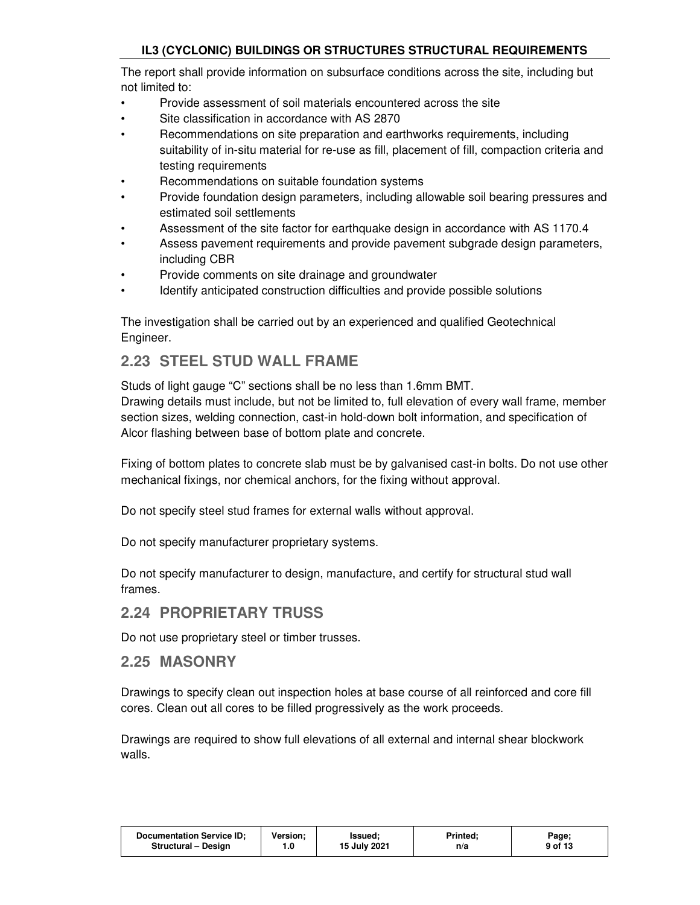The report shall provide information on subsurface conditions across the site, including but not limited to:

- Provide assessment of soil materials encountered across the site
- Site classification in accordance with AS 2870
- Recommendations on site preparation and earthworks requirements, including suitability of in-situ material for re-use as fill, placement of fill, compaction criteria and testing requirements
- Recommendations on suitable foundation systems
- Provide foundation design parameters, including allowable soil bearing pressures and estimated soil settlements
- Assessment of the site factor for earthquake design in accordance with AS 1170.4
- Assess pavement requirements and provide pavement subgrade design parameters, including CBR
- Provide comments on site drainage and groundwater
- Identify anticipated construction difficulties and provide possible solutions

The investigation shall be carried out by an experienced and qualified Geotechnical Engineer.

## 2.23 STEEL STUD WALL FRAME

Studs of light gauge "C" sections shall be no less than 1.6mm BMT.
Drawing details must include, but not be limited to, full elevation of every wall frame, member section sizes, welding connection, cast-in hold-down bolt information, and specification of Alcor flashing between base of bottom plate and concrete.

Fixing of bottom plates to concrete slab must be by galvanised cast-in bolts. Do not use other mechanical fixings, nor chemical anchors, for the fixing without approval.

Do not specify steel stud frames for external walls without approval.

Do not specify manufacturer proprietary systems.

Do not specify manufacturer to design, manufacture, and certify for structural stud wall frames.

## 2.24 PROPRIETARY TRUSS

Do not use proprietary steel or timber trusses.

## 2.25 MASONRY

Drawings to specify clean out inspection holes at base course of all reinforced and core fill cores. Clean out all cores to be filled progressively as the work proceeds.

Drawings are required to show full elevations of all external and internal shear blockwork walls.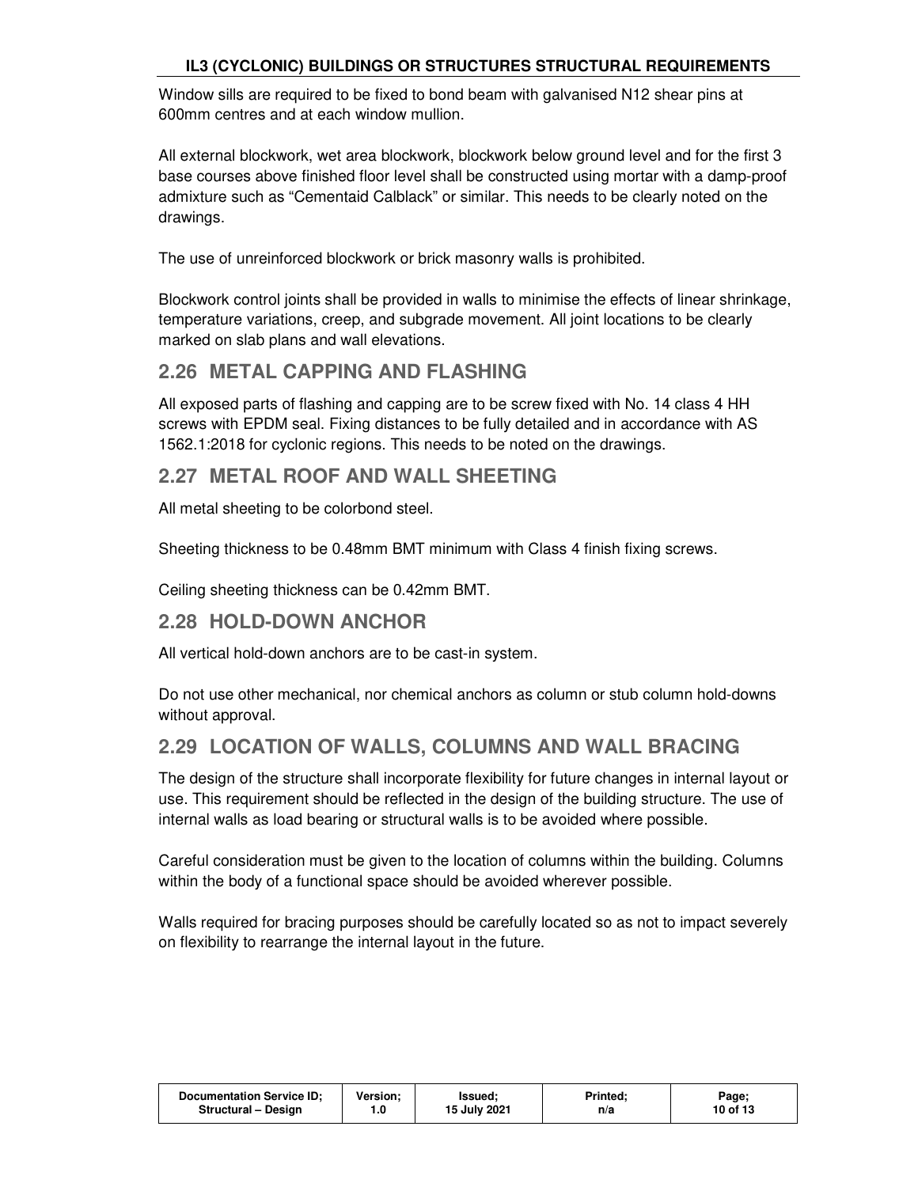Window sills are required to be fixed to bond beam with galvanised N12 shear pins at 600mm centres and at each window mullion.

All external blockwork, wet area blockwork, blockwork below ground level and for the first 3 base courses above finished floor level shall be constructed using mortar with a damp-proof admixture such as "Cementaid Calblack" or similar. This needs to be clearly noted on the drawings.

The use of unreinforced blockwork or brick masonry walls is prohibited.

Blockwork control joints shall be provided in walls to minimise the effects of linear shrinkage, temperature variations, creep, and subgrade movement. All joint locations to be clearly marked on slab plans and wall elevations.

## 2.26 METAL CAPPING AND FLASHING

All exposed parts of flashing and capping are to be screw fixed with No. 14 class 4 HH screws with EPDM seal. Fixing distances to be fully detailed and in accordance with AS 1562.1:2018 for cyclonic regions. This needs to be noted on the drawings.

## 2.27 METAL ROOF AND WALL SHEETING

All metal sheeting to be colorbond steel.

Sheeting thickness to be 0.48mm BMT minimum with Class 4 finish fixing screws.

Ceiling sheeting thickness can be 0.42mm BMT.

## 2.28 HOLD-DOWN ANCHOR

All vertical hold-down anchors are to be cast-in system.

Do not use other mechanical, nor chemical anchors as column or stub column hold-downs without approval.

## 2.29 LOCATION OF WALLS, COLUMNS AND WALL BRACING

The design of the structure shall incorporate flexibility for future changes in internal layout or use. This requirement should be reflected in the design of the building structure. The use of internal walls as load bearing or structural walls is to be avoided where possible.

Careful consideration must be given to the location of columns within the building. Columns within the body of a functional space should be avoided wherever possible.

Walls required for bracing purposes should be carefully located so as not to impact severely on flexibility to rearrange the internal layout in the future.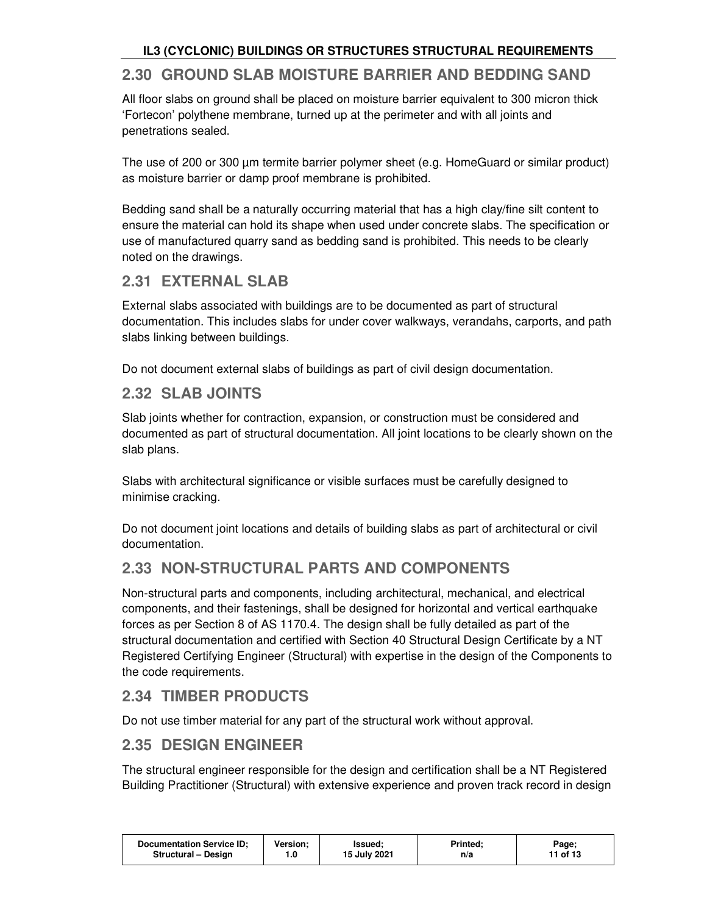## 2.30 GROUND SLAB MOISTURE BARRIER AND BEDDING SAND

All floor slabs on ground shall be placed on moisture barrier equivalent to 300 micron thick 'Fortecon' polythene membrane, turned up at the perimeter and with all joints and penetrations sealed.

The use of 200 or 300 µm termite barrier polymer sheet (e.g. HomeGuard or similar product) as moisture barrier or damp proof membrane is prohibited.

Bedding sand shall be a naturally occurring material that has a high clay/fine silt content to ensure the material can hold its shape when used under concrete slabs. The specification or use of manufactured quarry sand as bedding sand is prohibited. This needs to be clearly noted on the drawings.

## 2.31 EXTERNAL SLAB

External slabs associated with buildings are to be documented as part of structural documentation. This includes slabs for under cover walkways, verandahs, carports, and path slabs linking between buildings.

Do not document external slabs of buildings as part of civil design documentation.

## 2.32 SLAB JOINTS

Slab joints whether for contraction, expansion, or construction must be considered and documented as part of structural documentation. All joint locations to be clearly shown on the slab plans.

Slabs with architectural significance or visible surfaces must be carefully designed to minimise cracking.

Do not document joint locations and details of building slabs as part of architectural or civil documentation.

## 2.33 NON-STRUCTURAL PARTS AND COMPONENTS

Non-structural parts and components, including architectural, mechanical, and electrical components, and their fastenings, shall be designed for horizontal and vertical earthquake forces as per Section 8 of AS 1170.4. The design shall be fully detailed as part of the structural documentation and certified with Section 40 Structural Design Certificate by a NT Registered Certifying Engineer (Structural) with expertise in the design of the Components to the code requirements.

## 2.34 TIMBER PRODUCTS

Do not use timber material for any part of the structural work without approval.

## 2.35 DESIGN ENGINEER

The structural engineer responsible for the design and certification shall be a NT Registered Building Practitioner (Structural) with extensive experience and proven track record in design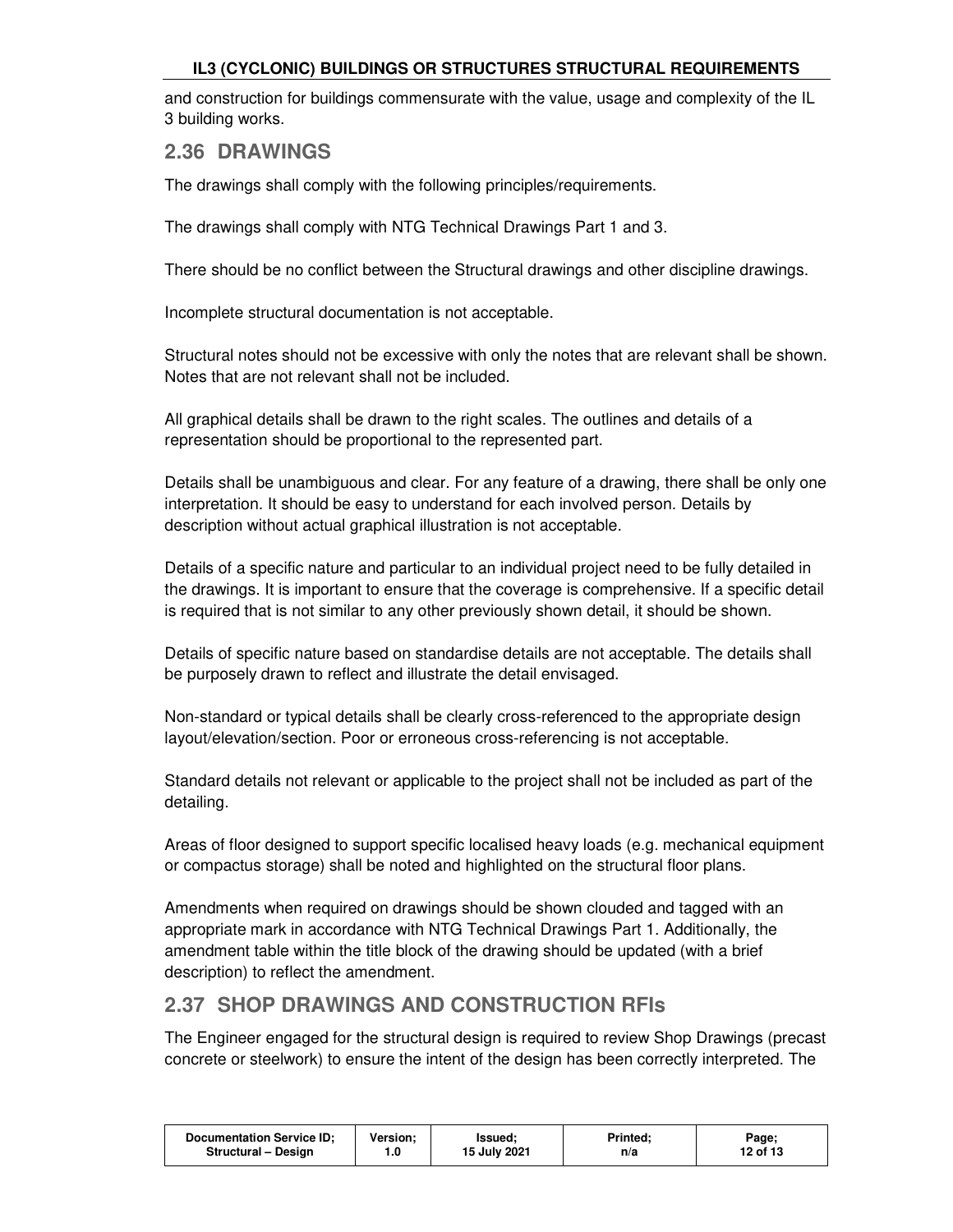and construction for buildings commensurate with the value, usage and complexity of the IL 3 building works.

## 2.36 DRAWINGS

The drawings shall comply with the following principles/requirements.

The drawings shall comply with NTG Technical Drawings Part 1 and 3.

There should be no conflict between the Structural drawings and other discipline drawings.

Incomplete structural documentation is not acceptable.

Structural notes should not be excessive with only the notes that are relevant shall be shown. Notes that are not relevant shall not be included.

All graphical details shall be drawn to the right scales. The outlines and details of a representation should be proportional to the represented part.

Details shall be unambiguous and clear. For any feature of a drawing, there shall be only one interpretation. It should be easy to understand for each involved person. Details by description without actual graphical illustration is not acceptable.

Details of a specific nature and particular to an individual project need to be fully detailed in the drawings. It is important to ensure that the coverage is comprehensive. If a specific detail is required that is not similar to any other previously shown detail, it should be shown.

Details of specific nature based on standardise details are not acceptable. The details shall be purposely drawn to reflect and illustrate the detail envisaged.

Non-standard or typical details shall be clearly cross-referenced to the appropriate design layout/elevation/section. Poor or erroneous cross-referencing is not acceptable.

Standard details not relevant or applicable to the project shall not be included as part of the detailing.

Areas of floor designed to support specific localised heavy loads (e.g. mechanical equipment or compactus storage) shall be noted and highlighted on the structural floor plans.

Amendments when required on drawings should be shown clouded and tagged with an appropriate mark in accordance with NTG Technical Drawings Part 1. Additionally, the amendment table within the title block of the drawing should be updated (with a brief description) to reflect the amendment.

## 2.37 SHOP DRAWINGS AND CONSTRUCTION RFIs

The Engineer engaged for the structural design is required to review Shop Drawings (precast concrete or steelwork) to ensure the intent of the design has been correctly interpreted. The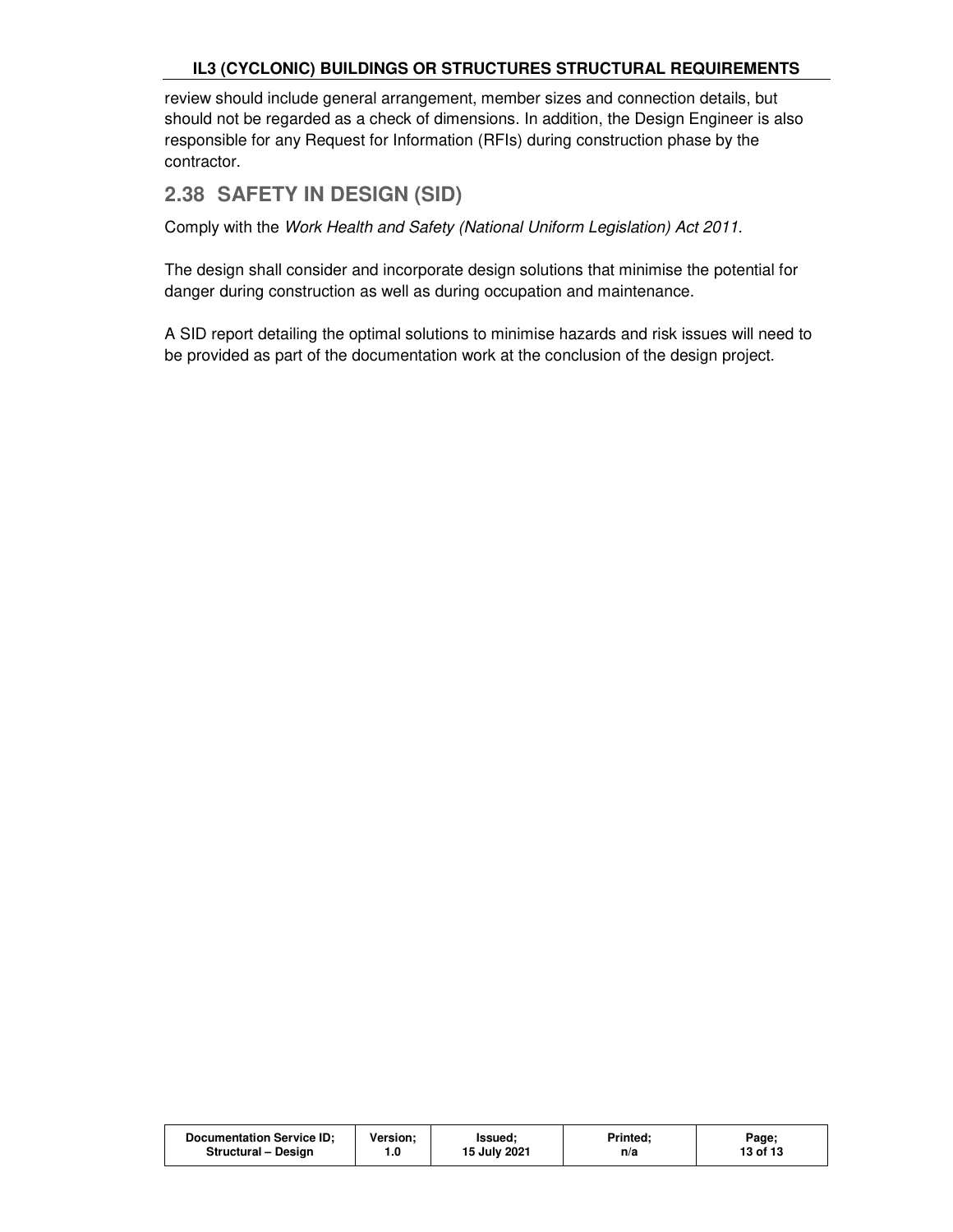review should include general arrangement, member sizes and connection details, but should not be regarded as a check of dimensions. In addition, the Design Engineer is also responsible for any Request for Information (RFIs) during construction phase by the contractor.

## 2.38 SAFETY IN DESIGN (SID)

Comply with the *Work Health and Safety (National Uniform Legislation) Act 2011.*

The design shall consider and incorporate design solutions that minimise the potential for danger during construction as well as during occupation and maintenance.

A SID report detailing the optimal solutions to minimise hazards and risk issues will need to be provided as part of the documentation work at the conclusion of the design project.